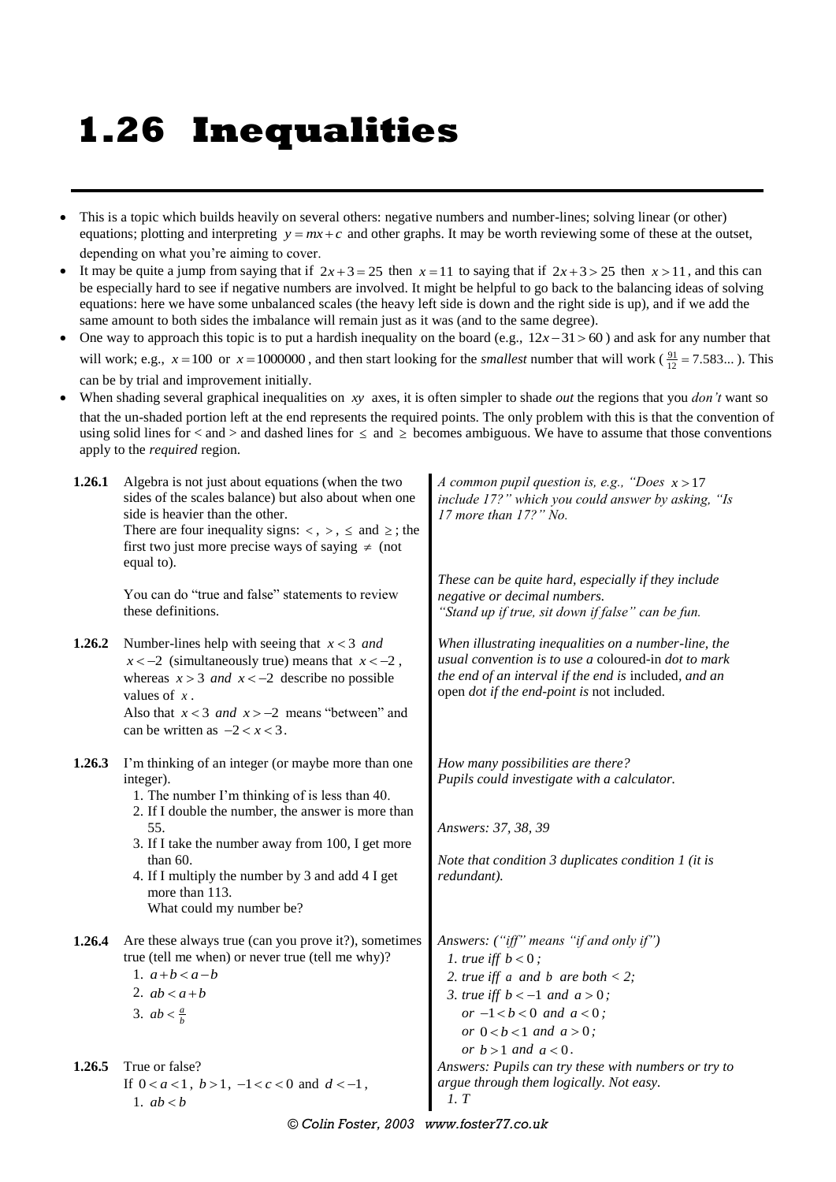# 1.26 Inequalities

- This is a topic which builds heavily on several others: negative numbers and number-lines; solving linear (or other) equations; plotting and interpreting $y = mx + c$ and other graphs. It may be worth reviewing some of these at the outset, depending on what you're aiming to cover.
- It may be quite a jump from saying that if $2x + 3 = 25$ then $x = 11$ to saying that if $2x + 3 > 25$ then $x > 11$, and this can be especially hard to see if negative numbers are involved. It might be helpful to go back to the balancing ideas of solving equations: here we have some unbalanced scales (the heavy left side is down and the right side is up), and if we add the same amount to both sides the imbalance will remain just as it was (and to the same degree).
- One way to approach this topic is to put a hardish inequality on the board (e.g., $12x - 31 > 60$) and ask for any number that will work; e.g., $x = 100$ or $x = 1000000$, and then start looking for the *smallest* number that will work ($\frac{91}{12} = 7.583...$). This can be by trial and improvement initially.
- When shading several graphical inequalities on $xy$ axes, it is often simpler to shade *out* the regions that you *don't* want so that the un-shaded portion left at the end represents the required points. The only problem with this is that the convention of using solid lines for < and > and dashed lines for $\leq$ and $\geq$ becomes ambiguous. We have to assume that those conventions apply to the *required* region.

**1.26.1** Algebra is not just about equations (when the two sides of the scales balance) but also about when one side is heavier than the other.
There are four inequality signs: $<$, $>$, $\leq$ and $\geq$; the first two just more precise ways of saying $\neq$ (not equal to).

*A common pupil question is, e.g., "Does $x > 17$ include 17?" which you could answer by asking, "Is 17 more than 17?" No.*

You can do "true and false" statements to review these definitions.

*These can be quite hard, especially if they include negative or decimal numbers.*
*"Stand up if true, sit down if false" can be fun.*

**1.26.2** Number-lines help with seeing that $x < 3$ *and* $x < -2$ (simultaneously true) means that $x < -2$, whereas $x > 3$ *and* $x < -2$ describe no possible values of $x$.
Also that $x < 3$ *and* $x > -2$ means "between" and can be written as $-2 < x < 3$.

*When illustrating inequalities on a number-line, the usual convention is to use a* coloured-in *dot to mark the end of an interval if the end is* included, *and an* open *dot if the end-point is* not included.

**1.26.3** I'm thinking of an integer (or maybe more than one integer).

1. The number I'm thinking of is less than 40.
2. If I double the number, the answer is more than 55.
3. If I take the number away from 100, I get more than 60.
4. If I multiply the number by 3 and add 4 I get more than 113.

What could my number be?

*How many possibilities are there?*
*Pupils could investigate with a calculator.*

*Answers: 37, 38, 39*

*Note that condition 3 duplicates condition 1 (it is redundant).*

**1.26.4** Are these always true (can you prove it?), sometimes true (tell me when) or never true (tell me why)?

1. $a + b < a - b$
2. $ab < a + b$
3. $ab < \frac{a}{b}$

*Answers: ("iff" means "if and only if")*

1. *true iff* $b < 0$;
2. *true iff* $a$ *and* $b$ *are both < 2;*
3. *true iff* $b < -1$ *and* $a > 0$;
   *or* $-1 < b < 0$ *and* $a < 0$;
   *or* $0 < b < 1$ *and* $a > 0$;
   *or* $b > 1$ *and* $a < 0$.

**1.26.5** True or false?
If $0 < a < 1$, $b > 1$, $-1 < c < 0$ and $d < -1$,

1. $ab < b$

*Answers: Pupils can try these with numbers or try to argue through them logically. Not easy.*

1. *T*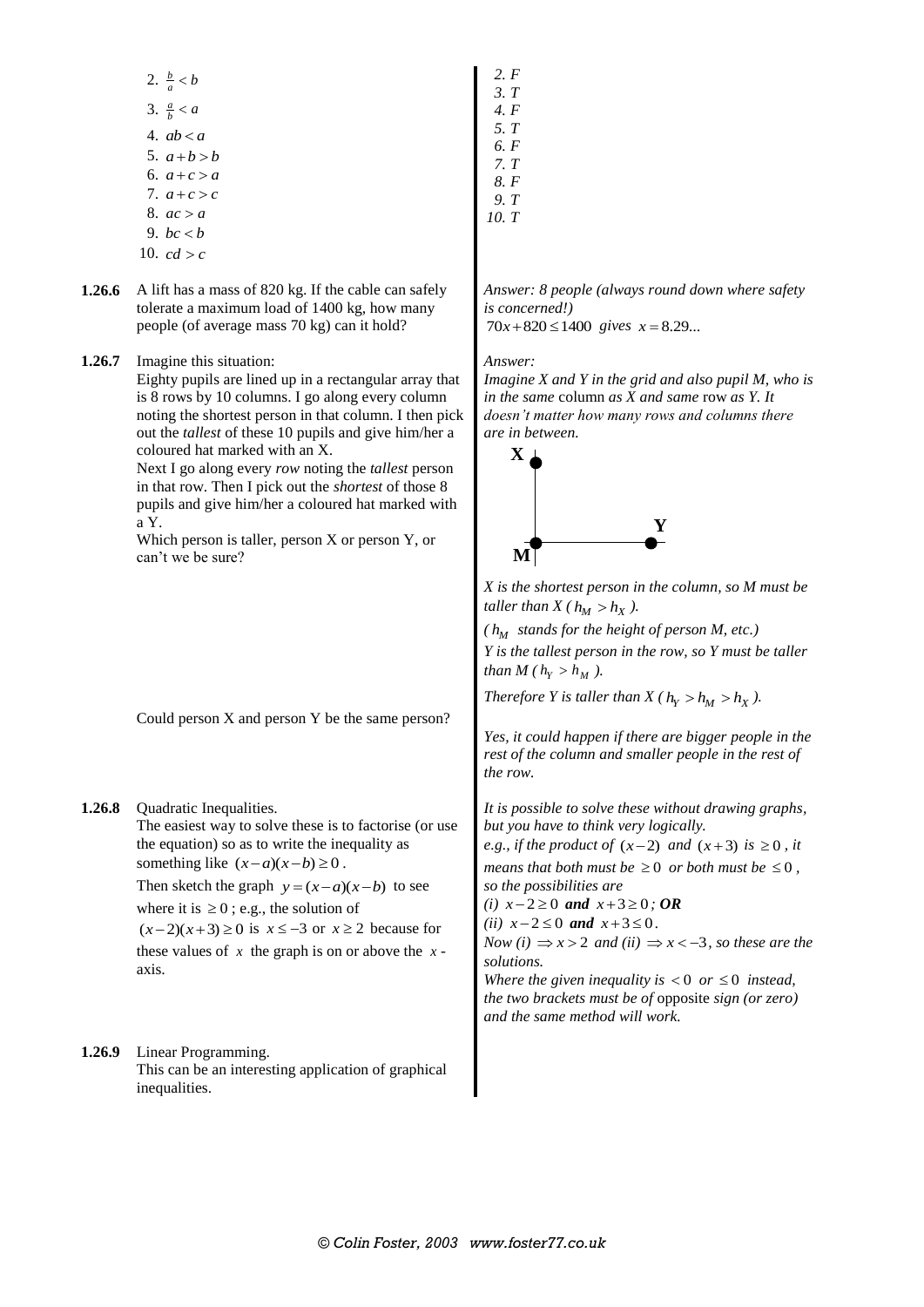2. $\frac{b}{a} < b$
3. $\frac{a}{b} < a$
4. $ab < a$
5. $a + b > b$
6. $a + c > a$
7. $a + c > c$
8. $ac > a$
9. $bc < b$
10. $cd > c$

*2. F*
*3. T*
*4. F*
*5. T*
*6. F*
*7. T*
*8. F*
*9. T*
*10. T*

**1.26.6** A lift has a mass of 820 kg. If the cable can safely tolerate a maximum load of 1400 kg, how many people (of average mass 70 kg) can it hold?

*Answer: 8 people (always round down where safety is concerned!)*
$70x + 820 \leq 1400$ *gives* $x = 8.29...$

**1.26.7** Imagine this situation:
Eighty pupils are lined up in a rectangular array that is 8 rows by 10 columns. I go along every column noting the shortest person in that column. I then pick out the *tallest* of these 10 pupils and give him/her a coloured hat marked with an X.
Next I go along every *row* noting the *tallest* person in that row. Then I pick out the *shortest* of those 8 pupils and give him/her a coloured hat marked with a Y.
Which person is taller, person X or person Y, or can't we be sure?

*Answer:*
*Imagine X and Y in the grid and also pupil M, who is in the same* column *as X and same* row *as Y. It doesn't matter how many rows and columns there are in between.*

X

Y

M

*X is the shortest person in the column, so M must be taller than X ( $h_M > h_X$ ).*
*( $h_M$ stands for the height of person M, etc.)*
*Y is the tallest person in the row, so Y must be taller than M ( $h_Y > h_M$ ).*
*Therefore Y is taller than X ( $h_Y > h_M > h_X$ ).*

Could person X and person Y be the same person?

*Yes, it could happen if there are bigger people in the rest of the column and smaller people in the rest of the row.*

**1.26.8** Quadratic Inequalities.
The easiest way to solve these is to factorise (or use the equation) so as to write the inequality as something like $(x-a)(x-b) \geq 0$.
Then sketch the graph $y = (x-a)(x-b)$ to see where it is $\geq 0$; e.g., the solution of $(x-2)(x+3) \geq 0$ is $x \leq -3$ or $x \geq 2$ because for these values of $x$ the graph is on or above the $x$-axis.

*It is possible to solve these without drawing graphs, but you have to think very logically.*
*e.g., if the product of $(x-2)$ and $(x+3)$ is $\geq 0$, it means that both must be $\geq 0$ or both must be $\leq 0$, so the possibilities are*
*(i) $x-2 \geq 0$ **and** $x+3 \geq 0$; **OR***
*(ii) $x-2 \leq 0$ **and** $x+3 \leq 0$.*
*Now (i) $\Rightarrow x > 2$ and (ii) $\Rightarrow x < -3$, so these are the solutions.*
*Where the given inequality is $< 0$ or $\leq 0$ instead, the two brackets must be of* opposite *sign (or zero) and the same method will work.*

**1.26.9** Linear Programming.
This can be an interesting application of graphical inequalities.